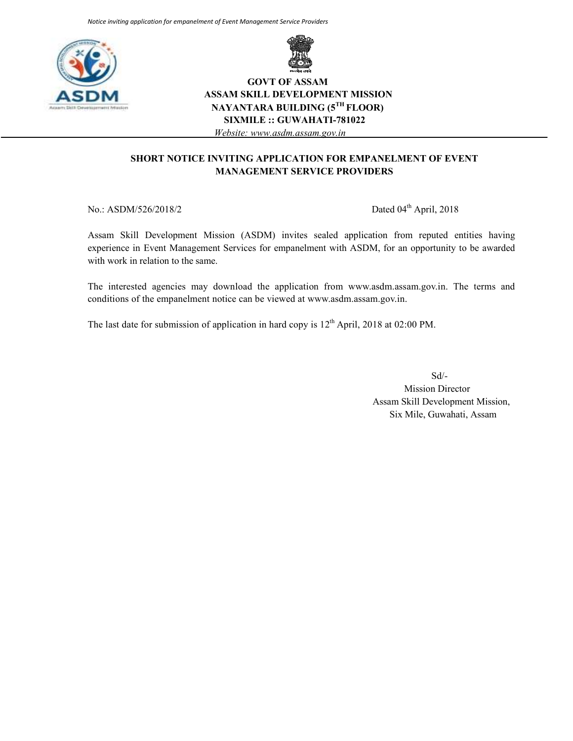**GOVT OF ASSAM**
**ASSAM SKILL DEVELOPMENT MISSION**
**NAYANTARA BUILDING (5TH FLOOR)**
**SIXMILE :: GUWAHATI-781022**
*Website: www.asdm.assam.gov.in*

## SHORT NOTICE INVITING APPLICATION FOR EMPANELMENT OF EVENT MANAGEMENT SERVICE PROVIDERS

No.: ASDM/526/2018/2 Dated 04th April, 2018

Assam Skill Development Mission (ASDM) invites sealed application from reputed entities having experience in Event Management Services for empanelment with ASDM, for an opportunity to be awarded with work in relation to the same.

The interested agencies may download the application from www.asdm.assam.gov.in. The terms and conditions of the empanelment notice can be viewed at www.asdm.assam.gov.in.

The last date for submission of application in hard copy is 12th April, 2018 at 02:00 PM.

Sd/-
Mission Director
Assam Skill Development Mission,
Six Mile, Guwahati, Assam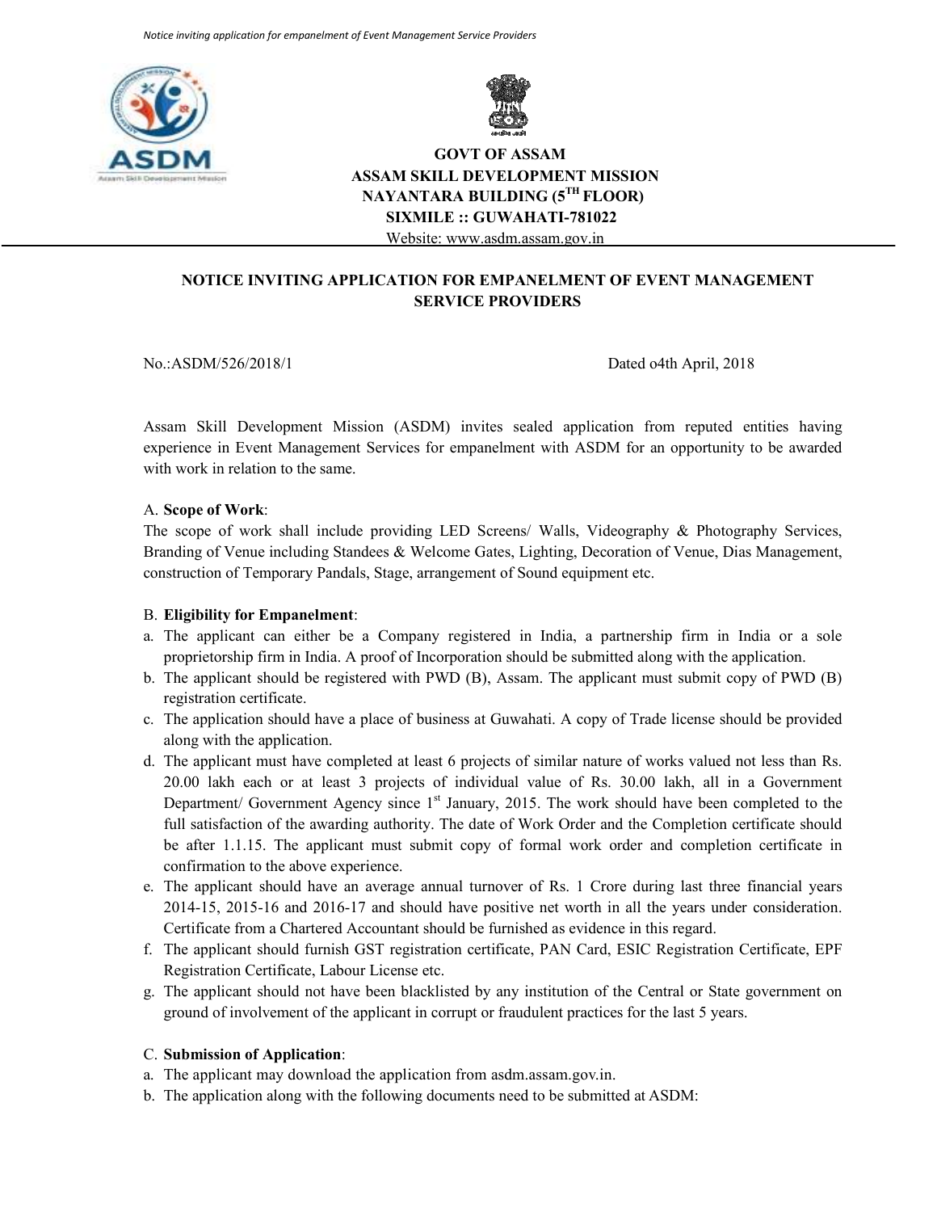GOVT OF ASSAM
ASSAM SKILL DEVELOPMENT MISSION
NAYANTARA BUILDING (5TH FLOOR)
SIXMILE :: GUWAHATI-781022
Website: www.asdm.assam.gov.in

## NOTICE INVITING APPLICATION FOR EMPANELMENT OF EVENT MANAGEMENT SERVICE PROVIDERS

No.:ASDM/526/2018/1 Dated o4th April, 2018

Assam Skill Development Mission (ASDM) invites sealed application from reputed entities having experience in Event Management Services for empanelment with ASDM for an opportunity to be awarded with work in relation to the same.

A. **Scope of Work**:

The scope of work shall include providing LED Screens/ Walls, Videography & Photography Services, Branding of Venue including Standees & Welcome Gates, Lighting, Decoration of Venue, Dias Management, construction of Temporary Pandals, Stage, arrangement of Sound equipment etc.

B. **Eligibility for Empanelment**:

a. The applicant can either be a Company registered in India, a partnership firm in India or a sole proprietorship firm in India. A proof of Incorporation should be submitted along with the application.
b. The applicant should be registered with PWD (B), Assam. The applicant must submit copy of PWD (B) registration certificate.
c. The application should have a place of business at Guwahati. A copy of Trade license should be provided along with the application.
d. The applicant must have completed at least 6 projects of similar nature of works valued not less than Rs. 20.00 lakh each or at least 3 projects of individual value of Rs. 30.00 lakh, all in a Government Department/ Government Agency since 1st January, 2015. The work should have been completed to the full satisfaction of the awarding authority. The date of Work Order and the Completion certificate should be after 1.1.15. The applicant must submit copy of formal work order and completion certificate in confirmation to the above experience.
e. The applicant should have an average annual turnover of Rs. 1 Crore during last three financial years 2014-15, 2015-16 and 2016-17 and should have positive net worth in all the years under consideration. Certificate from a Chartered Accountant should be furnished as evidence in this regard.
f. The applicant should furnish GST registration certificate, PAN Card, ESIC Registration Certificate, EPF Registration Certificate, Labour License etc.
g. The applicant should not have been blacklisted by any institution of the Central or State government on ground of involvement of the applicant in corrupt or fraudulent practices for the last 5 years.

C. **Submission of Application**:

a. The applicant may download the application from asdm.assam.gov.in.
b. The application along with the following documents need to be submitted at ASDM: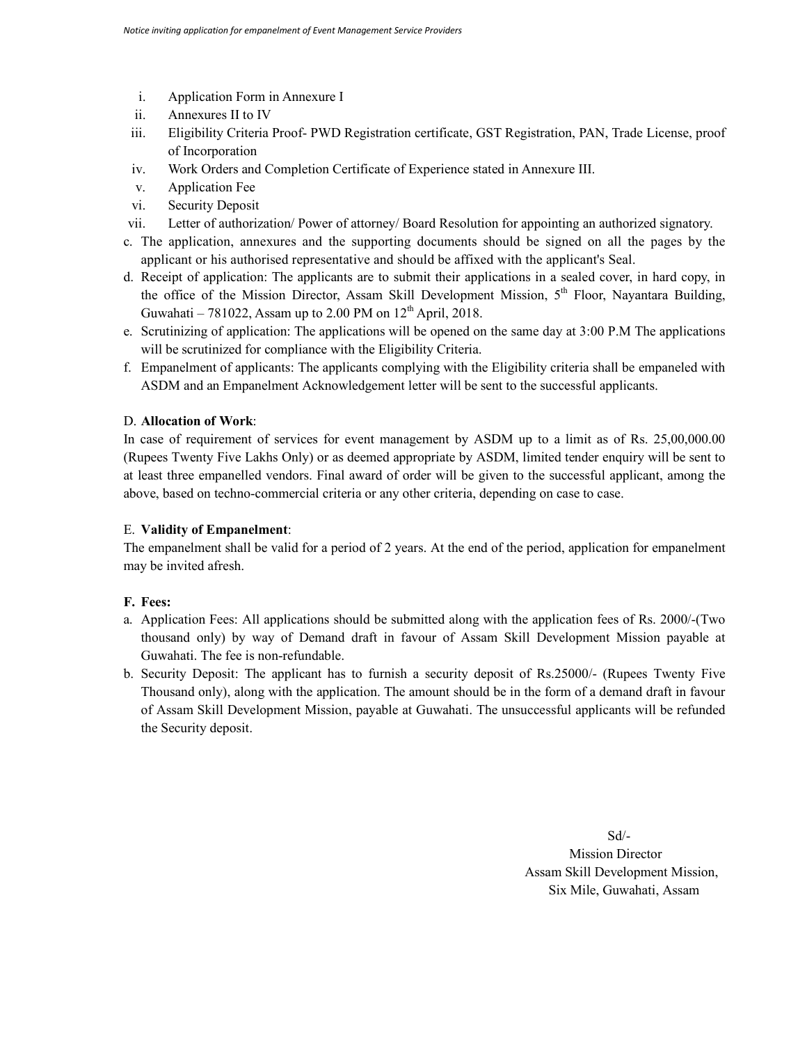i. Application Form in Annexure I
ii. Annexures II to IV
iii. Eligibility Criteria Proof- PWD Registration certificate, GST Registration, PAN, Trade License, proof of Incorporation
iv. Work Orders and Completion Certificate of Experience stated in Annexure III.
v. Application Fee
vi. Security Deposit
vii. Letter of authorization/ Power of attorney/ Board Resolution for appointing an authorized signatory.

c. The application, annexures and the supporting documents should be signed on all the pages by the applicant or his authorised representative and should be affixed with the applicant's Seal.
d. Receipt of application: The applicants are to submit their applications in a sealed cover, in hard copy, in the office of the Mission Director, Assam Skill Development Mission, 5th Floor, Nayantara Building, Guwahati – 781022, Assam up to 2.00 PM on 12th April, 2018.
e. Scrutinizing of application: The applications will be opened on the same day at 3:00 P.M The applications will be scrutinized for compliance with the Eligibility Criteria.
f. Empanelment of applicants: The applicants complying with the Eligibility criteria shall be empaneled with ASDM and an Empanelment Acknowledgement letter will be sent to the successful applicants.

D. **Allocation of Work**:

In case of requirement of services for event management by ASDM up to a limit as of Rs. 25,00,000.00 (Rupees Twenty Five Lakhs Only) or as deemed appropriate by ASDM, limited tender enquiry will be sent to at least three empanelled vendors. Final award of order will be given to the successful applicant, among the above, based on techno-commercial criteria or any other criteria, depending on case to case.

E. **Validity of Empanelment**:

The empanelment shall be valid for a period of 2 years. At the end of the period, application for empanelment may be invited afresh.

**F. Fees:**

a. Application Fees: All applications should be submitted along with the application fees of Rs. 2000/-(Two thousand only) by way of Demand draft in favour of Assam Skill Development Mission payable at Guwahati. The fee is non-refundable.
b. Security Deposit: The applicant has to furnish a security deposit of Rs.25000/- (Rupees Twenty Five Thousand only), along with the application. The amount should be in the form of a demand draft in favour of Assam Skill Development Mission, payable at Guwahati. The unsuccessful applicants will be refunded the Security deposit.

Sd/-
Mission Director
Assam Skill Development Mission,
Six Mile, Guwahati, Assam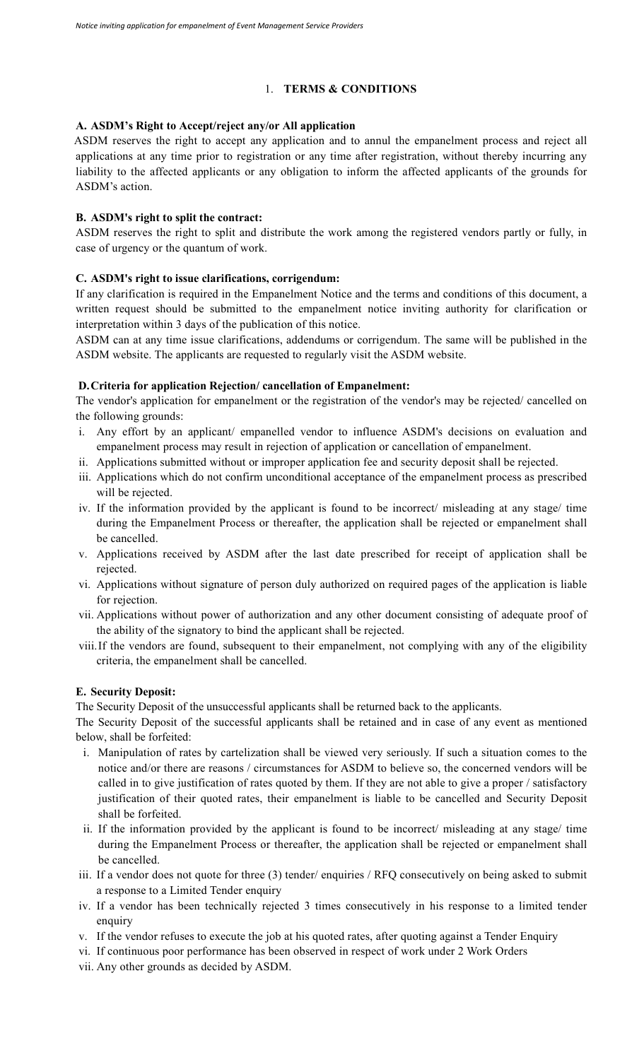## 1. TERMS & CONDITIONS

### A. ASDM's Right to Accept/reject any/or All application

ASDM reserves the right to accept any application and to annul the empanelment process and reject all applications at any time prior to registration or any time after registration, without thereby incurring any liability to the affected applicants or any obligation to inform the affected applicants of the grounds for ASDM's action.

### B. ASDM's right to split the contract:

ASDM reserves the right to split and distribute the work among the registered vendors partly or fully, in case of urgency or the quantum of work.

### C. ASDM's right to issue clarifications, corrigendum:

If any clarification is required in the Empanelment Notice and the terms and conditions of this document, a written request should be submitted to the empanelment notice inviting authority for clarification or interpretation within 3 days of the publication of this notice.

ASDM can at any time issue clarifications, addendums or corrigendum. The same will be published in the ASDM website. The applicants are requested to regularly visit the ASDM website.

### D. Criteria for application Rejection/ cancellation of Empanelment:

The vendor's application for empanelment or the registration of the vendor's may be rejected/ cancelled on the following grounds:

i. Any effort by an applicant/ empanelled vendor to influence ASDM's decisions on evaluation and empanelment process may result in rejection of application or cancellation of empanelment.
ii. Applications submitted without or improper application fee and security deposit shall be rejected.
iii. Applications which do not confirm unconditional acceptance of the empanelment process as prescribed will be rejected.
iv. If the information provided by the applicant is found to be incorrect/ misleading at any stage/ time during the Empanelment Process or thereafter, the application shall be rejected or empanelment shall be cancelled.
v. Applications received by ASDM after the last date prescribed for receipt of application shall be rejected.
vi. Applications without signature of person duly authorized on required pages of the application is liable for rejection.
vii. Applications without power of authorization and any other document consisting of adequate proof of the ability of the signatory to bind the applicant shall be rejected.
viii. If the vendors are found, subsequent to their empanelment, not complying with any of the eligibility criteria, the empanelment shall be cancelled.

### E. Security Deposit:

The Security Deposit of the unsuccessful applicants shall be returned back to the applicants.

The Security Deposit of the successful applicants shall be retained and in case of any event as mentioned below, shall be forfeited:

i. Manipulation of rates by cartelization shall be viewed very seriously. If such a situation comes to the notice and/or there are reasons / circumstances for ASDM to believe so, the concerned vendors will be called in to give justification of rates quoted by them. If they are not able to give a proper / satisfactory justification of their quoted rates, their empanelment is liable to be cancelled and Security Deposit shall be forfeited.
ii. If the information provided by the applicant is found to be incorrect/ misleading at any stage/ time during the Empanelment Process or thereafter, the application shall be rejected or empanelment shall be cancelled.
iii. If a vendor does not quote for three (3) tender/ enquiries / RFQ consecutively on being asked to submit a response to a Limited Tender enquiry
iv. If a vendor has been technically rejected 3 times consecutively in his response to a limited tender enquiry
v. If the vendor refuses to execute the job at his quoted rates, after quoting against a Tender Enquiry
vi. If continuous poor performance has been observed in respect of work under 2 Work Orders
vii. Any other grounds as decided by ASDM.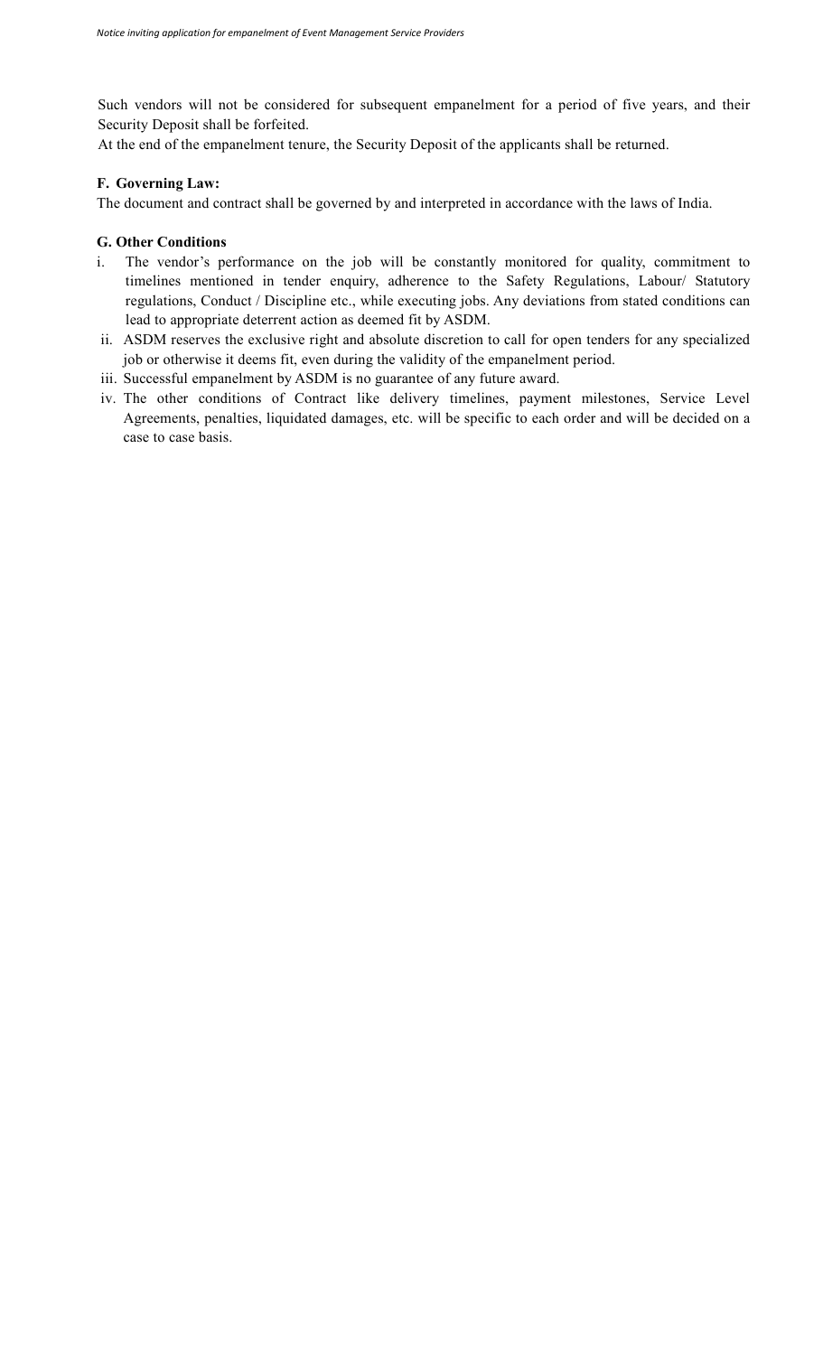Such vendors will not be considered for subsequent empanelment for a period of five years, and their Security Deposit shall be forfeited.

At the end of the empanelment tenure, the Security Deposit of the applicants shall be returned.

**F. Governing Law:**

The document and contract shall be governed by and interpreted in accordance with the laws of India.

**G. Other Conditions**

i. The vendor's performance on the job will be constantly monitored for quality, commitment to timelines mentioned in tender enquiry, adherence to the Safety Regulations, Labour/ Statutory regulations, Conduct / Discipline etc., while executing jobs. Any deviations from stated conditions can lead to appropriate deterrent action as deemed fit by ASDM.

ii. ASDM reserves the exclusive right and absolute discretion to call for open tenders for any specialized job or otherwise it deems fit, even during the validity of the empanelment period.

iii. Successful empanelment by ASDM is no guarantee of any future award.

iv. The other conditions of Contract like delivery timelines, payment milestones, Service Level Agreements, penalties, liquidated damages, etc. will be specific to each order and will be decided on a case to case basis.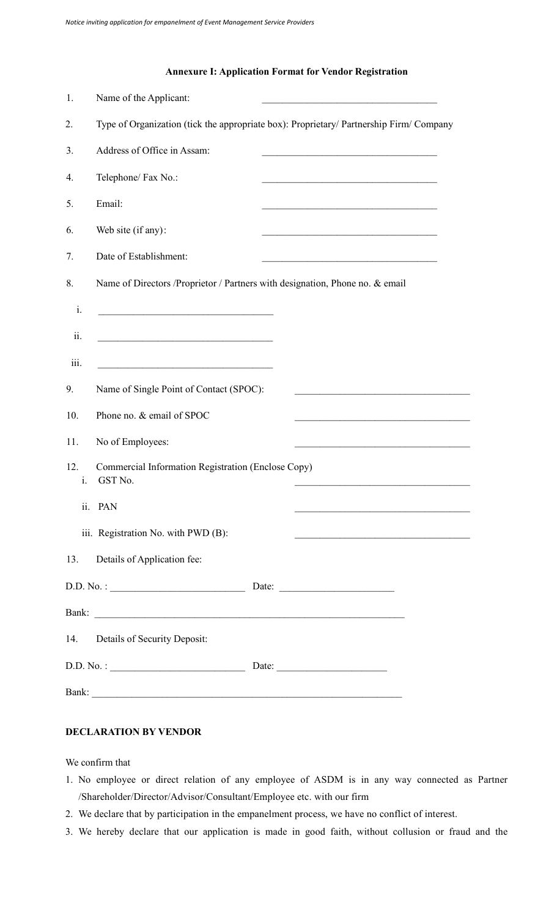### Annexure I: Application Format for Vendor Registration

1. Name of the Applicant: ___________________________________
2. Type of Organization (tick the appropriate box): Proprietary/ Partnership Firm/ Company
3. Address of Office in Assam: ___________________________________
4. Telephone/ Fax No.: ___________________________________
5. Email: ___________________________________
6. Web site (if any): ___________________________________
7. Date of Establishment: ___________________________________
8. Name of Directors /Proprietor / Partners with designation, Phone no. & email
   - i. ___________________________________
   - ii. ___________________________________
   - iii. ___________________________________
9. Name of Single Point of Contact (SPOC): ___________________________________
10. Phone no. & email of SPOC ___________________________________
11. No of Employees: ___________________________________
12. Commercial Information Registration (Enclose Copy)
    - i. GST No. ___________________________________
    - ii. PAN ___________________________________
    - iii. Registration No. with PWD (B): ___________________________________
13. Details of Application fee:

D.D. No. : __________________________ Date: ______________________

Bank: ______________________________________________________________

14. Details of Security Deposit:

D.D. No. : __________________________ Date: _____________________

Bank: ______________________________________________________________

**DECLARATION BY VENDOR**

We confirm that

1. No employee or direct relation of any employee of ASDM is in any way connected as Partner /Shareholder/Director/Advisor/Consultant/Employee etc. with our firm
2. We declare that by participation in the empanelment process, we have no conflict of interest.
3. We hereby declare that our application is made in good faith, without collusion or fraud and the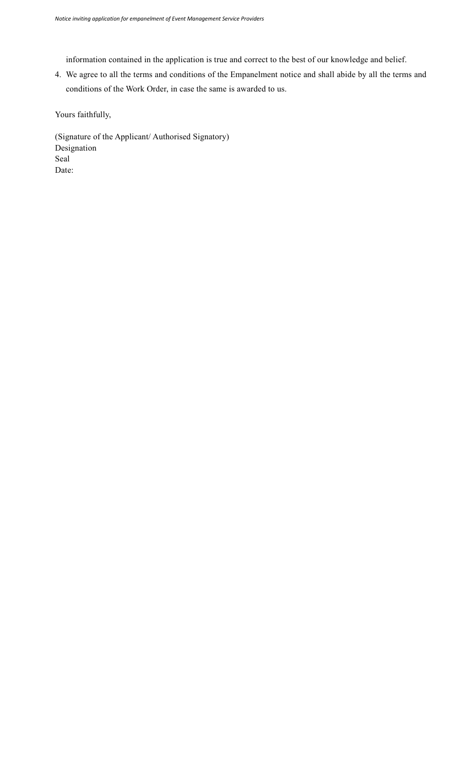information contained in the application is true and correct to the best of our knowledge and belief.

4. We agree to all the terms and conditions of the Empanelment notice and shall abide by all the terms and conditions of the Work Order, in case the same is awarded to us.

Yours faithfully,

(Signature of the Applicant/ Authorised Signatory)
Designation
Seal
Date: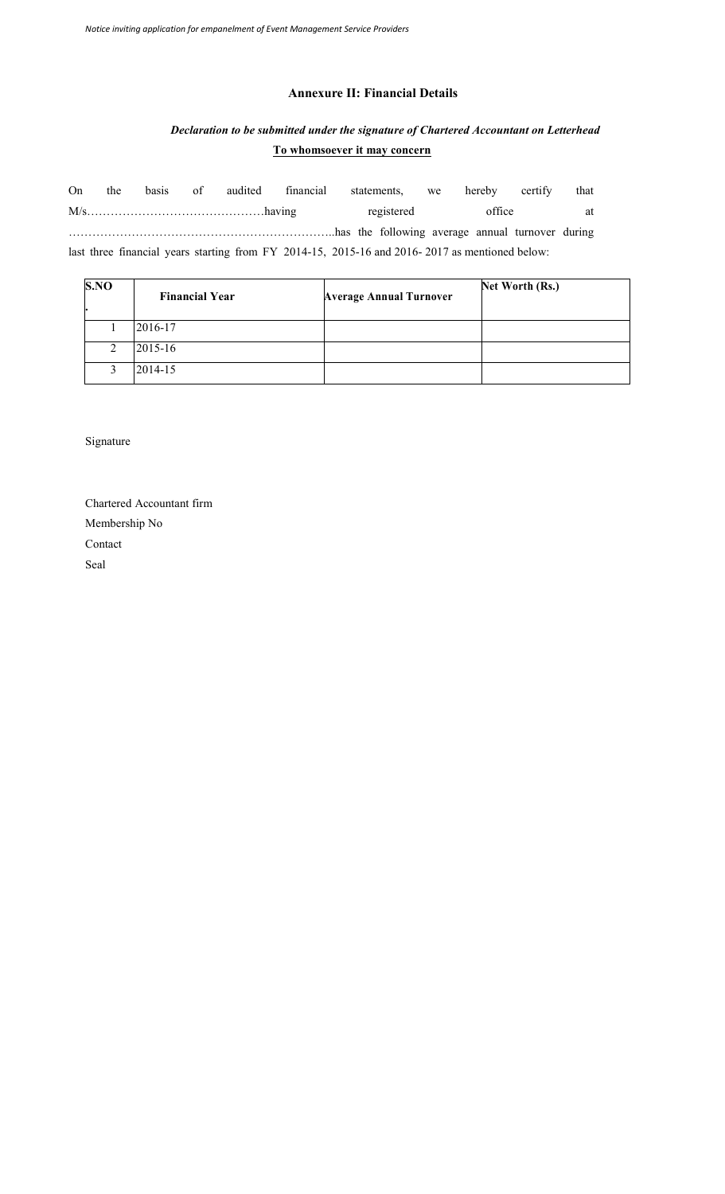## Annexure II: Financial Details

***Declaration to be submitted under the signature of Chartered Accountant on Letterhead***

**To whomsoever it may concern**

On the basis of audited financial statements, we hereby certify that M/s……………………………………having registered office at …………………………………………………………..has the following average annual turnover during last three financial years starting from FY 2014-15, 2015-16 and 2016- 2017 as mentioned below:

| S.NO. | Financial Year | Average Annual Turnover | Net Worth (Rs.) |
|---|---|---|---|
| 1 | 2016-17 | | |
| 2 | 2015-16 | | |
| 3 | 2014-15 | | |

Signature

Chartered Accountant firm

Membership No

Contact

Seal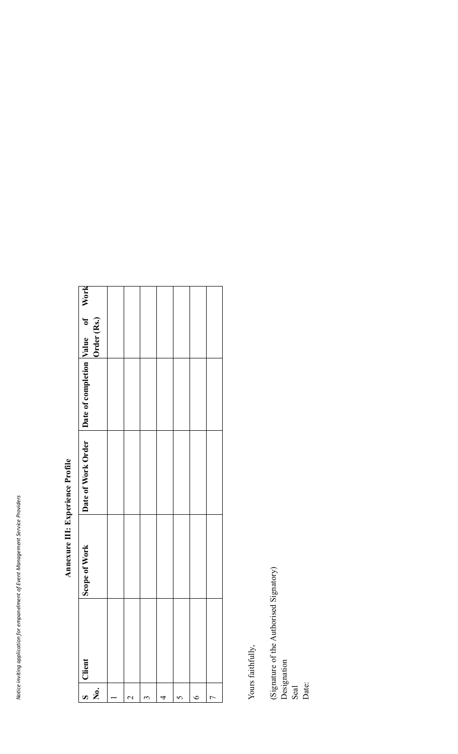**Annexure III: Experience Profile**

| S No. | Client | Scope of Work | Date of Work Order | Date of completion | Value of Work Order (Rs.) |
|---|---|---|---|---|---|
| 1 | | | | | |
| 2 | | | | | |
| 3 | | | | | |
| 4 | | | | | |
| 5 | | | | | |
| 6 | | | | | |
| 7 | | | | | |

Yours faithfully,

(Signature of the Authorised Signatory)
Designation
Seal
Date: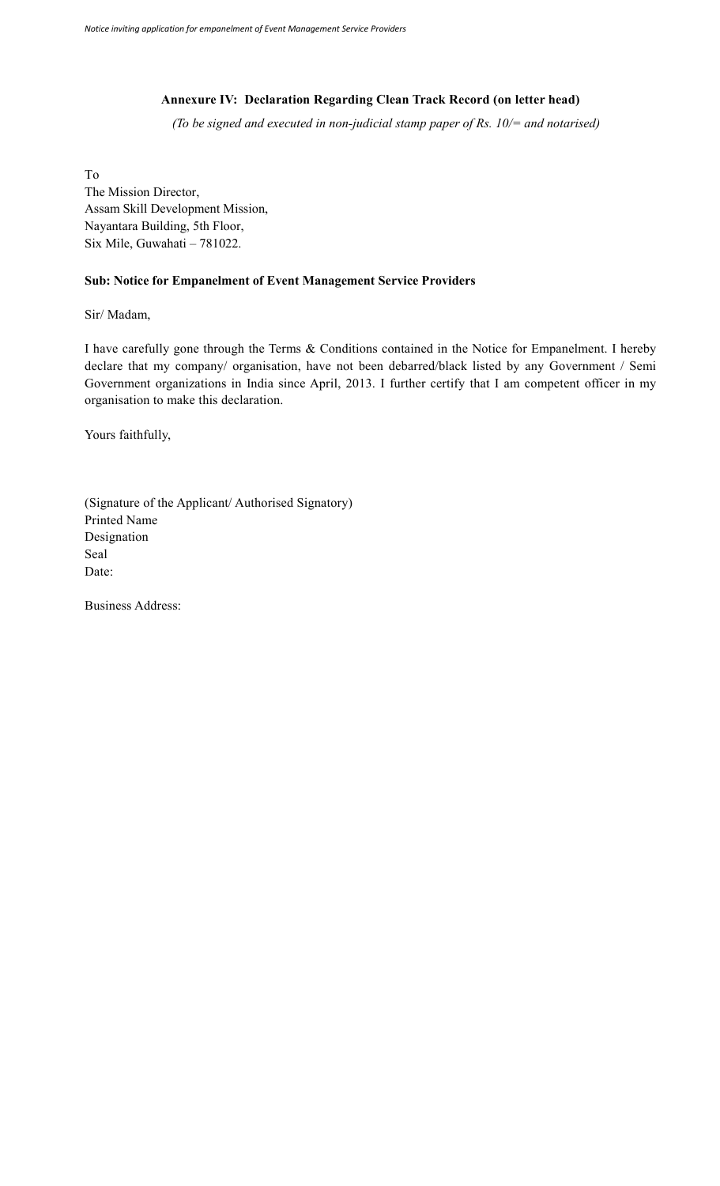## Annexure IV: Declaration Regarding Clean Track Record (on letter head)

*(To be signed and executed in non-judicial stamp paper of Rs. 10/= and notarised)*

To
The Mission Director,
Assam Skill Development Mission,
Nayantara Building, 5th Floor,
Six Mile, Guwahati – 781022.

**Sub: Notice for Empanelment of Event Management Service Providers**

Sir/ Madam,

I have carefully gone through the Terms & Conditions contained in the Notice for Empanelment. I hereby declare that my company/ organisation, have not been debarred/black listed by any Government / Semi Government organizations in India since April, 2013. I further certify that I am competent officer in my organisation to make this declaration.

Yours faithfully,

(Signature of the Applicant/ Authorised Signatory)
Printed Name
Designation
Seal
Date:

Business Address: